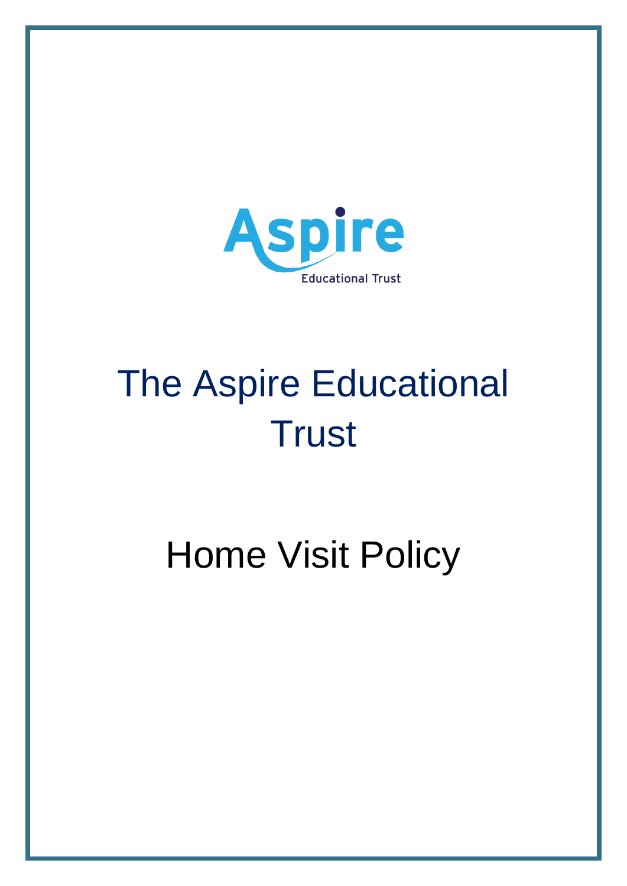Aspire

Educational Trust

# The Aspire Educational Trust

# Home Visit Policy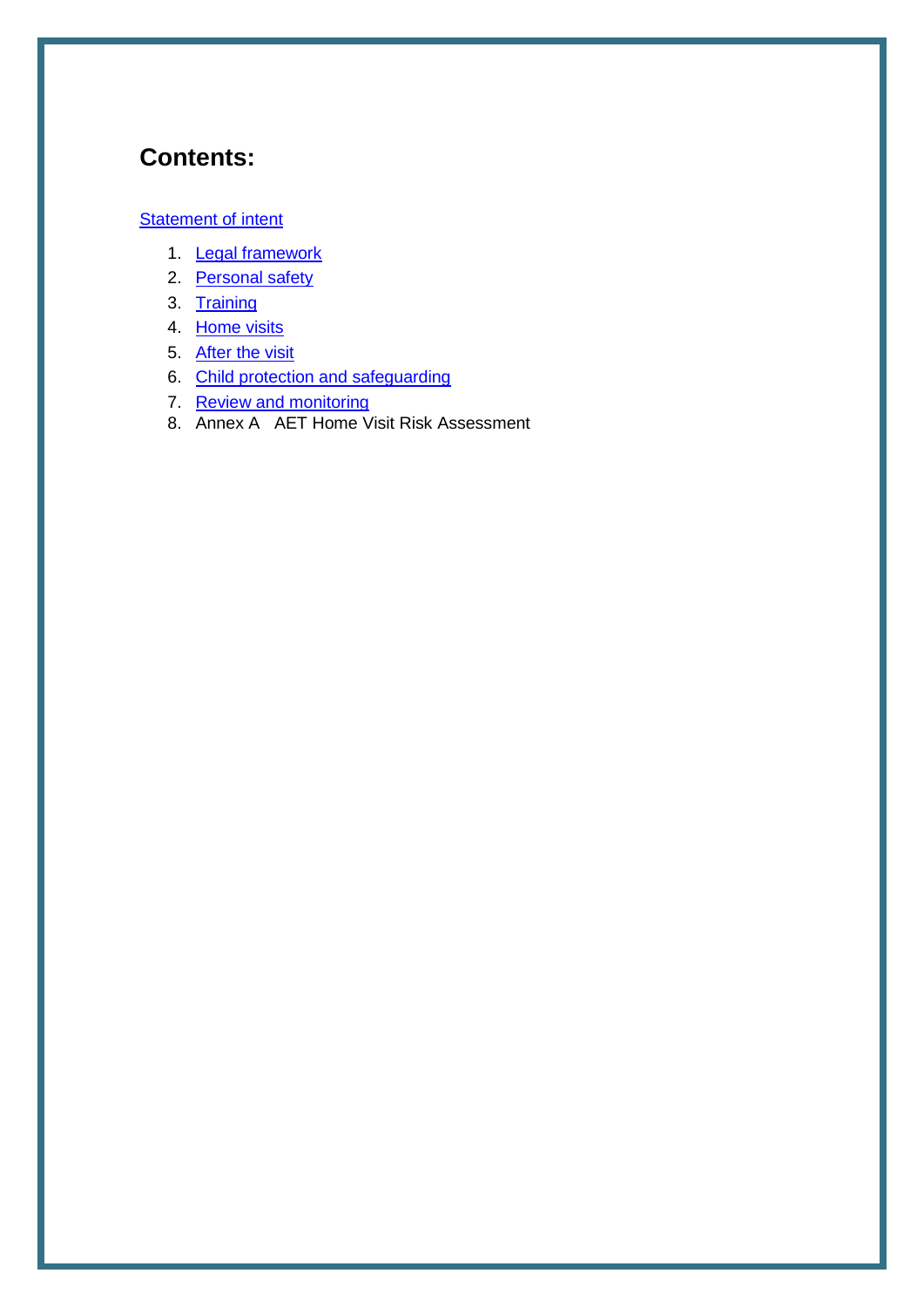## Contents:

Statement of intent

1. Legal framework
2. Personal safety
3. Training
4. Home visits
5. After the visit
6. Child protection and safeguarding
7. Review and monitoring
8. Annex A AET Home Visit Risk Assessment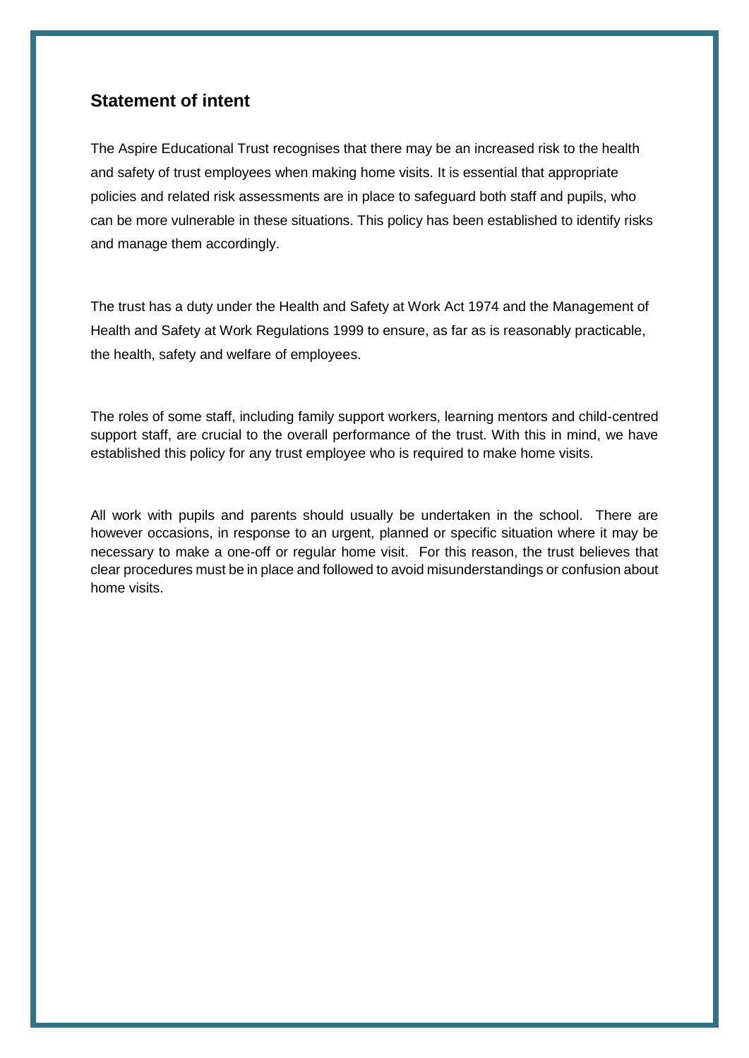## Statement of intent

The Aspire Educational Trust recognises that there may be an increased risk to the health and safety of trust employees when making home visits. It is essential that appropriate policies and related risk assessments are in place to safeguard both staff and pupils, who can be more vulnerable in these situations. This policy has been established to identify risks and manage them accordingly.

The trust has a duty under the Health and Safety at Work Act 1974 and the Management of Health and Safety at Work Regulations 1999 to ensure, as far as is reasonably practicable, the health, safety and welfare of employees.

The roles of some staff, including family support workers, learning mentors and child-centred support staff, are crucial to the overall performance of the trust. With this in mind, we have established this policy for any trust employee who is required to make home visits.

All work with pupils and parents should usually be undertaken in the school. There are however occasions, in response to an urgent, planned or specific situation where it may be necessary to make a one-off or regular home visit. For this reason, the trust believes that clear procedures must be in place and followed to avoid misunderstandings or confusion about home visits.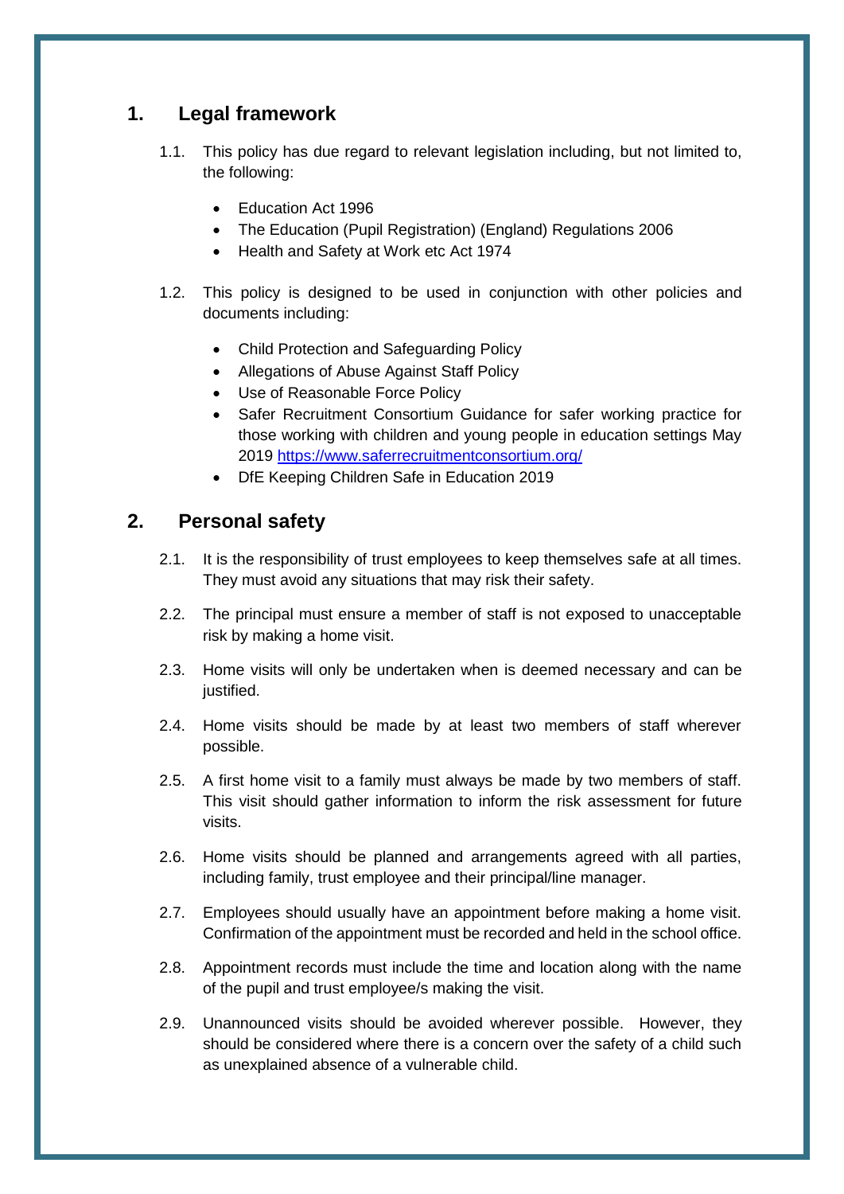## 1. Legal framework

1.1. This policy has due regard to relevant legislation including, but not limited to, the following:

- Education Act 1996
- The Education (Pupil Registration) (England) Regulations 2006
- Health and Safety at Work etc Act 1974

1.2. This policy is designed to be used in conjunction with other policies and documents including:

- Child Protection and Safeguarding Policy
- Allegations of Abuse Against Staff Policy
- Use of Reasonable Force Policy
- Safer Recruitment Consortium Guidance for safer working practice for those working with children and young people in education settings May 2019 [https://www.saferrecruitmentconsortium.org/](https://www.saferrecruitmentconsortium.org/)
- DfE Keeping Children Safe in Education 2019

## 2. Personal safety

2.1. It is the responsibility of trust employees to keep themselves safe at all times. They must avoid any situations that may risk their safety.

2.2. The principal must ensure a member of staff is not exposed to unacceptable risk by making a home visit.

2.3. Home visits will only be undertaken when is deemed necessary and can be justified.

2.4. Home visits should be made by at least two members of staff wherever possible.

2.5. A first home visit to a family must always be made by two members of staff. This visit should gather information to inform the risk assessment for future visits.

2.6. Home visits should be planned and arrangements agreed with all parties, including family, trust employee and their principal/line manager.

2.7. Employees should usually have an appointment before making a home visit. Confirmation of the appointment must be recorded and held in the school office.

2.8. Appointment records must include the time and location along with the name of the pupil and trust employee/s making the visit.

2.9. Unannounced visits should be avoided wherever possible. However, they should be considered where there is a concern over the safety of a child such as unexplained absence of a vulnerable child.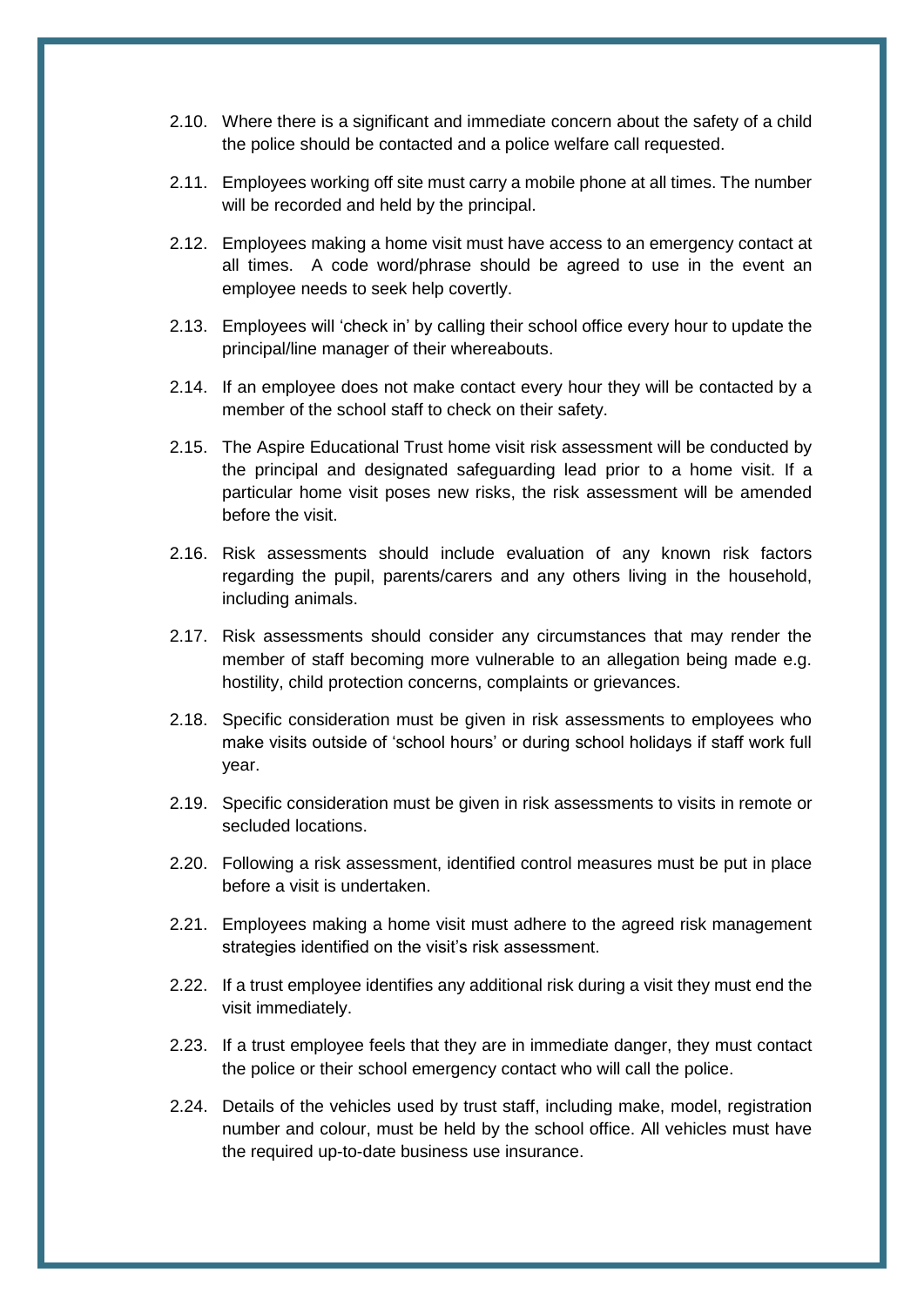2.10. Where there is a significant and immediate concern about the safety of a child the police should be contacted and a police welfare call requested.

2.11. Employees working off site must carry a mobile phone at all times. The number will be recorded and held by the principal.

2.12. Employees making a home visit must have access to an emergency contact at all times. A code word/phrase should be agreed to use in the event an employee needs to seek help covertly.

2.13. Employees will 'check in' by calling their school office every hour to update the principal/line manager of their whereabouts.

2.14. If an employee does not make contact every hour they will be contacted by a member of the school staff to check on their safety.

2.15. The Aspire Educational Trust home visit risk assessment will be conducted by the principal and designated safeguarding lead prior to a home visit. If a particular home visit poses new risks, the risk assessment will be amended before the visit.

2.16. Risk assessments should include evaluation of any known risk factors regarding the pupil, parents/carers and any others living in the household, including animals.

2.17. Risk assessments should consider any circumstances that may render the member of staff becoming more vulnerable to an allegation being made e.g. hostility, child protection concerns, complaints or grievances.

2.18. Specific consideration must be given in risk assessments to employees who make visits outside of 'school hours' or during school holidays if staff work full year.

2.19. Specific consideration must be given in risk assessments to visits in remote or secluded locations.

2.20. Following a risk assessment, identified control measures must be put in place before a visit is undertaken.

2.21. Employees making a home visit must adhere to the agreed risk management strategies identified on the visit's risk assessment.

2.22. If a trust employee identifies any additional risk during a visit they must end the visit immediately.

2.23. If a trust employee feels that they are in immediate danger, they must contact the police or their school emergency contact who will call the police.

2.24. Details of the vehicles used by trust staff, including make, model, registration number and colour, must be held by the school office. All vehicles must have the required up-to-date business use insurance.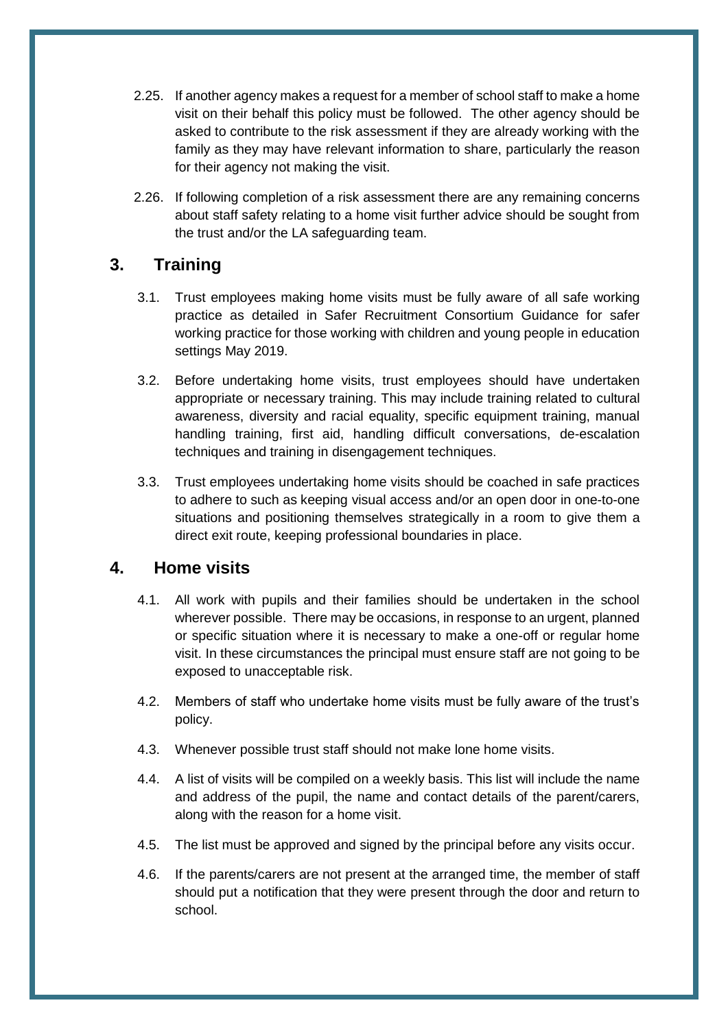2.25. If another agency makes a request for a member of school staff to make a home visit on their behalf this policy must be followed. The other agency should be asked to contribute to the risk assessment if they are already working with the family as they may have relevant information to share, particularly the reason for their agency not making the visit.

2.26. If following completion of a risk assessment there are any remaining concerns about staff safety relating to a home visit further advice should be sought from the trust and/or the LA safeguarding team.

## 3. Training

3.1. Trust employees making home visits must be fully aware of all safe working practice as detailed in Safer Recruitment Consortium Guidance for safer working practice for those working with children and young people in education settings May 2019.

3.2. Before undertaking home visits, trust employees should have undertaken appropriate or necessary training. This may include training related to cultural awareness, diversity and racial equality, specific equipment training, manual handling training, first aid, handling difficult conversations, de-escalation techniques and training in disengagement techniques.

3.3. Trust employees undertaking home visits should be coached in safe practices to adhere to such as keeping visual access and/or an open door in one-to-one situations and positioning themselves strategically in a room to give them a direct exit route, keeping professional boundaries in place.

## 4. Home visits

4.1. All work with pupils and their families should be undertaken in the school wherever possible. There may be occasions, in response to an urgent, planned or specific situation where it is necessary to make a one-off or regular home visit. In these circumstances the principal must ensure staff are not going to be exposed to unacceptable risk.

4.2. Members of staff who undertake home visits must be fully aware of the trust's policy.

4.3. Whenever possible trust staff should not make lone home visits.

4.4. A list of visits will be compiled on a weekly basis. This list will include the name and address of the pupil, the name and contact details of the parent/carers, along with the reason for a home visit.

4.5. The list must be approved and signed by the principal before any visits occur.

4.6. If the parents/carers are not present at the arranged time, the member of staff should put a notification that they were present through the door and return to school.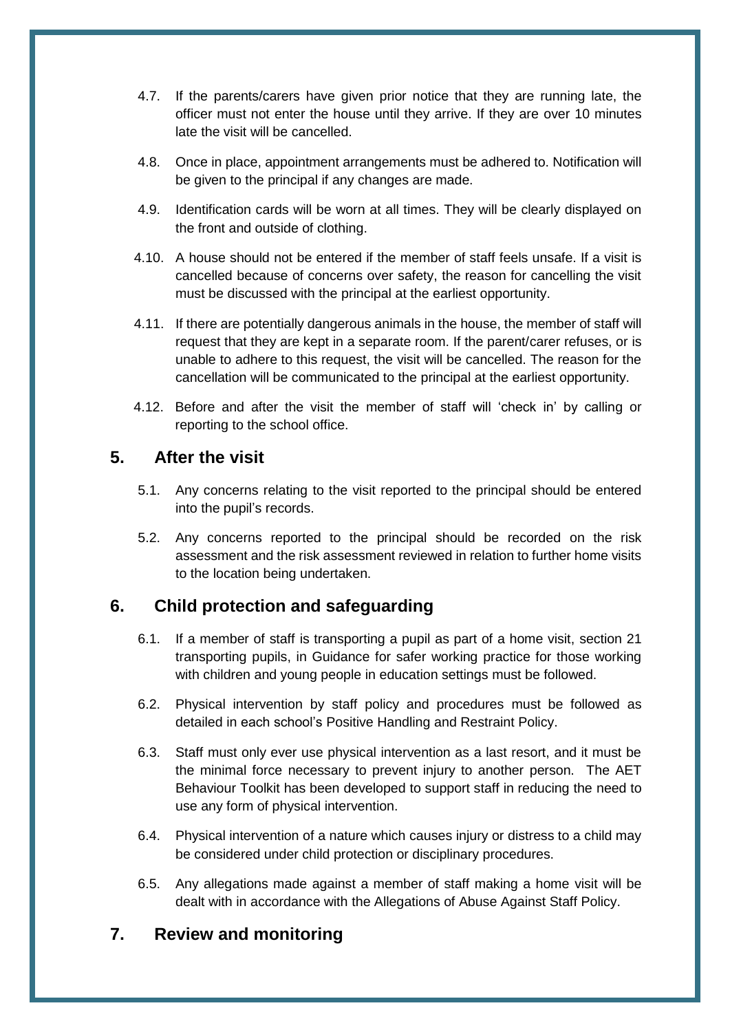4.7. If the parents/carers have given prior notice that they are running late, the officer must not enter the house until they arrive. If they are over 10 minutes late the visit will be cancelled.

4.8. Once in place, appointment arrangements must be adhered to. Notification will be given to the principal if any changes are made.

4.9. Identification cards will be worn at all times. They will be clearly displayed on the front and outside of clothing.

4.10. A house should not be entered if the member of staff feels unsafe. If a visit is cancelled because of concerns over safety, the reason for cancelling the visit must be discussed with the principal at the earliest opportunity.

4.11. If there are potentially dangerous animals in the house, the member of staff will request that they are kept in a separate room. If the parent/carer refuses, or is unable to adhere to this request, the visit will be cancelled. The reason for the cancellation will be communicated to the principal at the earliest opportunity.

4.12. Before and after the visit the member of staff will 'check in' by calling or reporting to the school office.

## 5. After the visit

5.1. Any concerns relating to the visit reported to the principal should be entered into the pupil's records.

5.2. Any concerns reported to the principal should be recorded on the risk assessment and the risk assessment reviewed in relation to further home visits to the location being undertaken.

## 6. Child protection and safeguarding

6.1. If a member of staff is transporting a pupil as part of a home visit, section 21 transporting pupils, in Guidance for safer working practice for those working with children and young people in education settings must be followed.

6.2. Physical intervention by staff policy and procedures must be followed as detailed in each school's Positive Handling and Restraint Policy.

6.3. Staff must only ever use physical intervention as a last resort, and it must be the minimal force necessary to prevent injury to another person. The AET Behaviour Toolkit has been developed to support staff in reducing the need to use any form of physical intervention.

6.4. Physical intervention of a nature which causes injury or distress to a child may be considered under child protection or disciplinary procedures.

6.5. Any allegations made against a member of staff making a home visit will be dealt with in accordance with the Allegations of Abuse Against Staff Policy.

## 7. Review and monitoring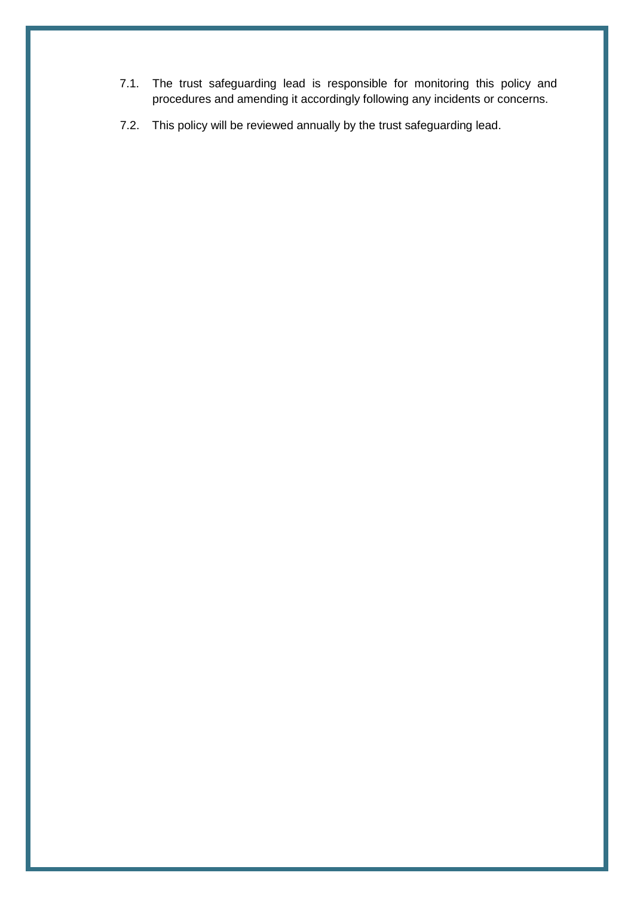7.1. The trust safeguarding lead is responsible for monitoring this policy and procedures and amending it accordingly following any incidents or concerns.

7.2. This policy will be reviewed annually by the trust safeguarding lead.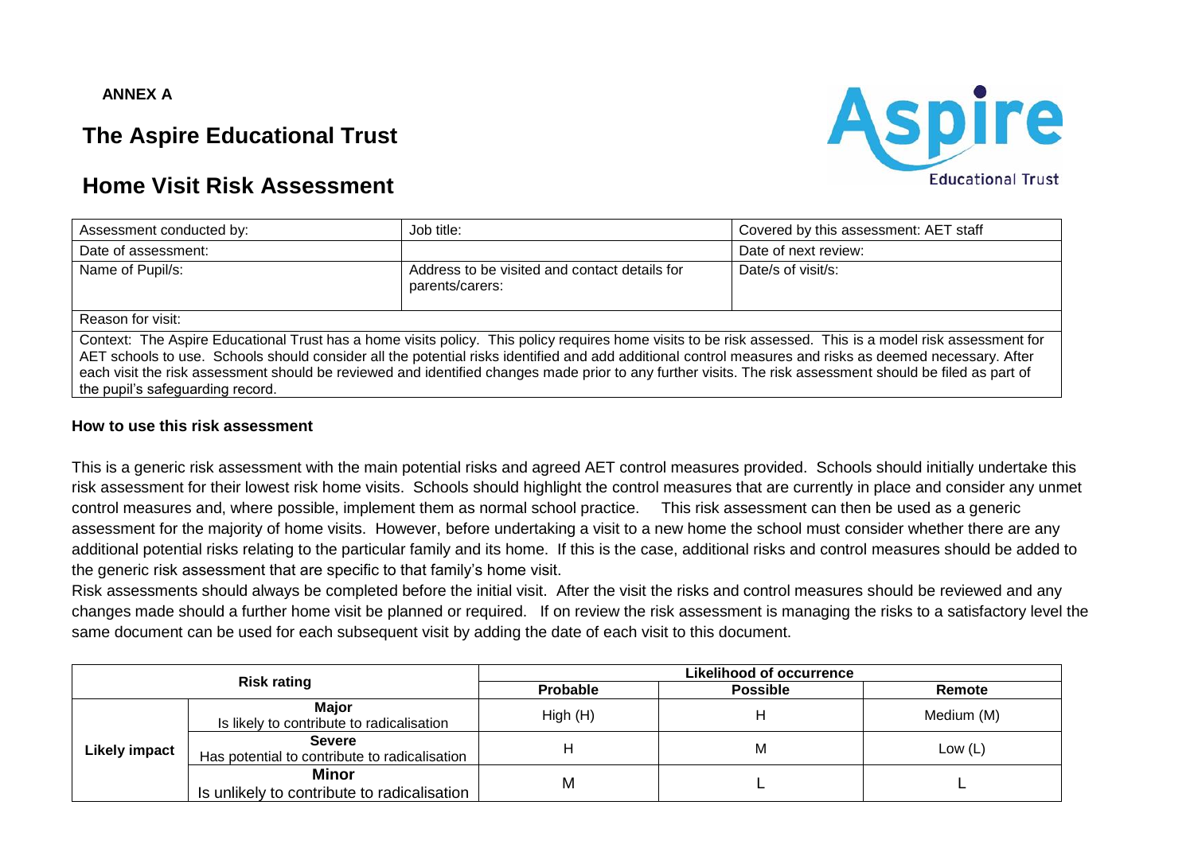**ANNEX A**

# The Aspire Educational Trust

# Home Visit Risk Assessment

| Assessment conducted by: | Job title: | Covered by this assessment: AET staff |
|---|---|---|
| Date of assessment: | | Date of next review: |
| Name of Pupil/s: | Address to be visited and contact details for parents/carers: | Date/s of visit/s: |
| Reason for visit: | | |
| Context: The Aspire Educational Trust has a home visits policy. This policy requires home visits to be risk assessed. This is a model risk assessment for AET schools to use. Schools should consider all the potential risks identified and add additional control measures and risks as deemed necessary. After each visit the risk assessment should be reviewed and identified changes made prior to any further visits. The risk assessment should be filed as part of the pupil's safeguarding record. | | |

**How to use this risk assessment**

This is a generic risk assessment with the main potential risks and agreed AET control measures provided. Schools should initially undertake this risk assessment for their lowest risk home visits. Schools should highlight the control measures that are currently in place and consider any unmet control measures and, where possible, implement them as normal school practice. This risk assessment can then be used as a generic assessment for the majority of home visits. However, before undertaking a visit to a new home the school must consider whether there are any additional potential risks relating to the particular family and its home. If this is the case, additional risks and control measures should be added to the generic risk assessment that are specific to that family's home visit.

Risk assessments should always be completed before the initial visit. After the visit the risks and control measures should be reviewed and any changes made should a further home visit be planned or required. If on review the risk assessment is managing the risks to a satisfactory level the same document can be used for each subsequent visit by adding the date of each visit to this document.

| **Risk rating** | | **Likelihood of occurrence** | | |
|---|---|---|---|---|
| | | **Probable** | **Possible** | **Remote** |
| **Likely impact** | **Major** Is likely to contribute to radicalisation | High (H) | H | Medium (M) |
| | **Severe** Has potential to contribute to radicalisation | H | M | Low (L) |
| | **Minor** Is unlikely to contribute to radicalisation | M | L | L |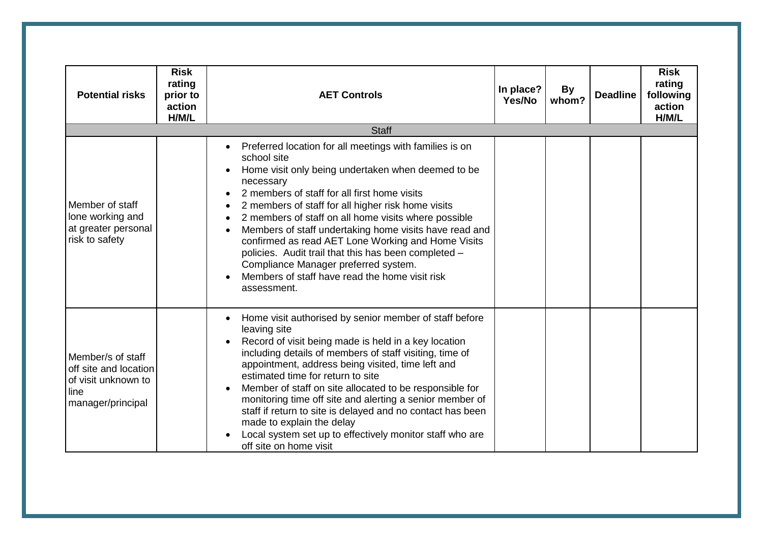| Potential risks | Risk rating prior to action H/M/L | AET Controls | In place? Yes/No | By whom? | Deadline | Risk rating following action H/M/L |
|---|---|---|---|---|---|---|
| **Staff** | | | | | | |
| Member of staff lone working and at greater personal risk to safety | | • Preferred location for all meetings with families is on school site<br>• Home visit only being undertaken when deemed to be necessary<br>• 2 members of staff for all first home visits<br>• 2 members of staff for all higher risk home visits<br>• 2 members of staff on all home visits where possible<br>• Members of staff undertaking home visits have read and confirmed as read AET Lone Working and Home Visits policies. Audit trail that this has been completed – Compliance Manager preferred system.<br>• Members of staff have read the home visit risk assessment. | | | | |
| Member/s of staff off site and location of visit unknown to line manager/principal | | • Home visit authorised by senior member of staff before leaving site<br>• Record of visit being made is held in a key location including details of members of staff visiting, time of appointment, address being visited, time left and estimated time for return to site<br>• Member of staff on site allocated to be responsible for monitoring time off site and alerting a senior member of staff if return to site is delayed and no contact has been made to explain the delay<br>• Local system set up to effectively monitor staff who are off site on home visit | | | | |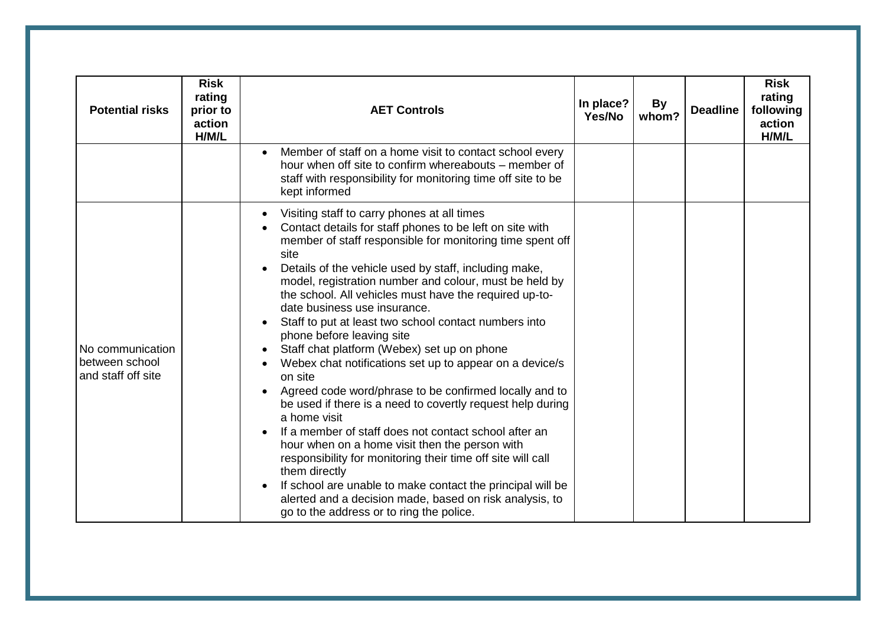| Potential risks | Risk rating prior to action H/M/L | AET Controls | In place? Yes/No | By whom? | Deadline | Risk rating following action H/M/L |
|---|---|---|---|---|---|---|
| | | • Member of staff on a home visit to contact school every hour when off site to confirm whereabouts – member of staff with responsibility for monitoring time off site to be kept informed | | | | |
| No communication between school and staff off site | | • Visiting staff to carry phones at all times<br>• Contact details for staff phones to be left on site with member of staff responsible for monitoring time spent off site<br>• Details of the vehicle used by staff, including make, model, registration number and colour, must be held by the school. All vehicles must have the required up-to-date business use insurance.<br>• Staff to put at least two school contact numbers into phone before leaving site<br>• Staff chat platform (Webex) set up on phone<br>• Webex chat notifications set up to appear on a device/s on site<br>• Agreed code word/phrase to be confirmed locally and to be used if there is a need to covertly request help during a home visit<br>• If a member of staff does not contact school after an hour when on a home visit then the person with responsibility for monitoring their time off site will call them directly<br>• If school are unable to make contact the principal will be alerted and a decision made, based on risk analysis, to go to the address or to ring the police. | | | | |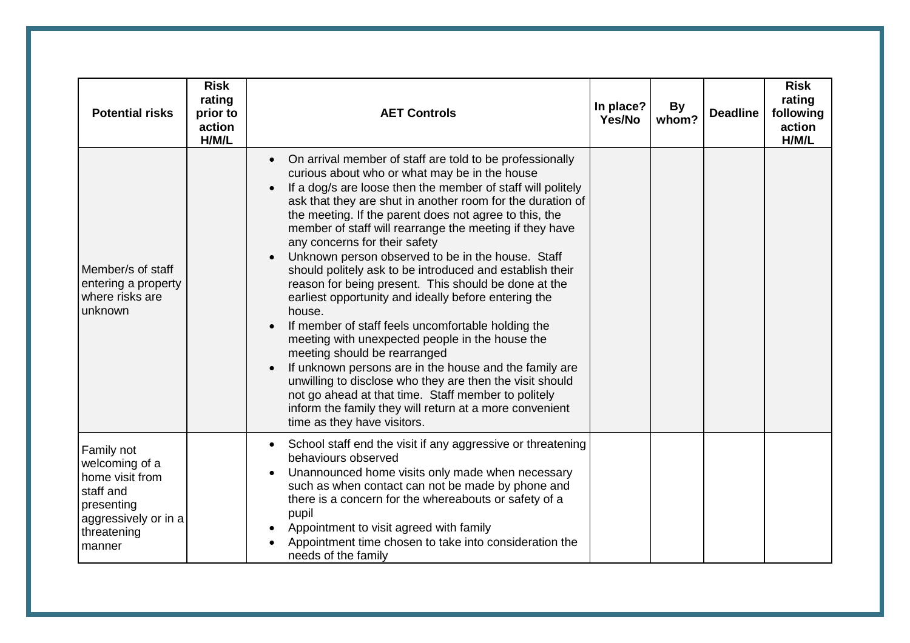| Potential risks | Risk rating prior to action H/M/L | AET Controls | In place? Yes/No | By whom? | Deadline | Risk rating following action H/M/L |
|---|---|---|---|---|---|---|
| Member/s of staff entering a property where risks are unknown | | • On arrival member of staff are told to be professionally curious about who or what may be in the house<br>• If a dog/s are loose then the member of staff will politely ask that they are shut in another room for the duration of the meeting. If the parent does not agree to this, the member of staff will rearrange the meeting if they have any concerns for their safety<br>• Unknown person observed to be in the house. Staff should politely ask to be introduced and establish their reason for being present. This should be done at the earliest opportunity and ideally before entering the house.<br>• If member of staff feels uncomfortable holding the meeting with unexpected people in the house the meeting should be rearranged<br>• If unknown persons are in the house and the family are unwilling to disclose who they are then the visit should not go ahead at that time. Staff member to politely inform the family they will return at a more convenient time as they have visitors. | | | | |
| Family not welcoming of a home visit from staff and presenting aggressively or in a threatening manner | | • School staff end the visit if any aggressive or threatening behaviours observed<br>• Unannounced home visits only made when necessary such as when contact can not be made by phone and there is a concern for the whereabouts or safety of a pupil<br>• Appointment to visit agreed with family<br>• Appointment time chosen to take into consideration the needs of the family | | | | |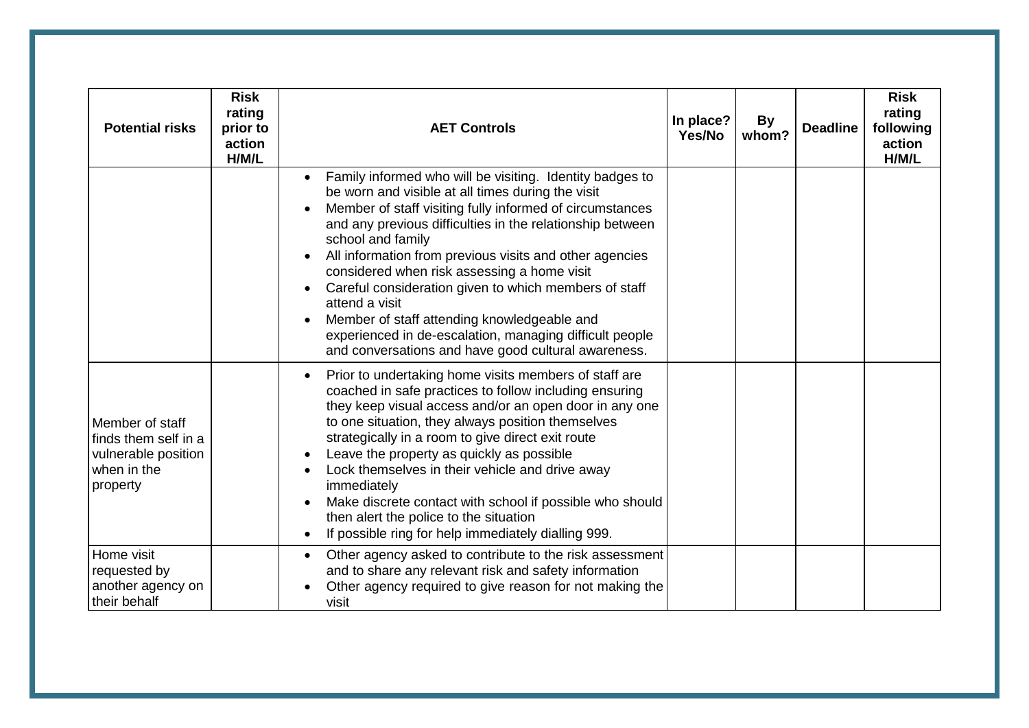| Potential risks | Risk rating prior to action H/M/L | AET Controls | In place? Yes/No | By whom? | Deadline | Risk rating following action H/M/L |
|---|---|---|---|---|---|---|
| | | • Family informed who will be visiting. Identity badges to be worn and visible at all times during the visit<br>• Member of staff visiting fully informed of circumstances and any previous difficulties in the relationship between school and family<br>• All information from previous visits and other agencies considered when risk assessing a home visit<br>• Careful consideration given to which members of staff attend a visit<br>• Member of staff attending knowledgeable and experienced in de-escalation, managing difficult people and conversations and have good cultural awareness. | | | | |
| Member of staff finds them self in a vulnerable position when in the property | | • Prior to undertaking home visits members of staff are coached in safe practices to follow including ensuring they keep visual access and/or an open door in any one to one situation, they always position themselves strategically in a room to give direct exit route<br>• Leave the property as quickly as possible<br>• Lock themselves in their vehicle and drive away immediately<br>• Make discrete contact with school if possible who should then alert the police to the situation<br>• If possible ring for help immediately dialling 999. | | | | |
| Home visit requested by another agency on their behalf | | • Other agency asked to contribute to the risk assessment and to share any relevant risk and safety information<br>• Other agency required to give reason for not making the visit | | | | |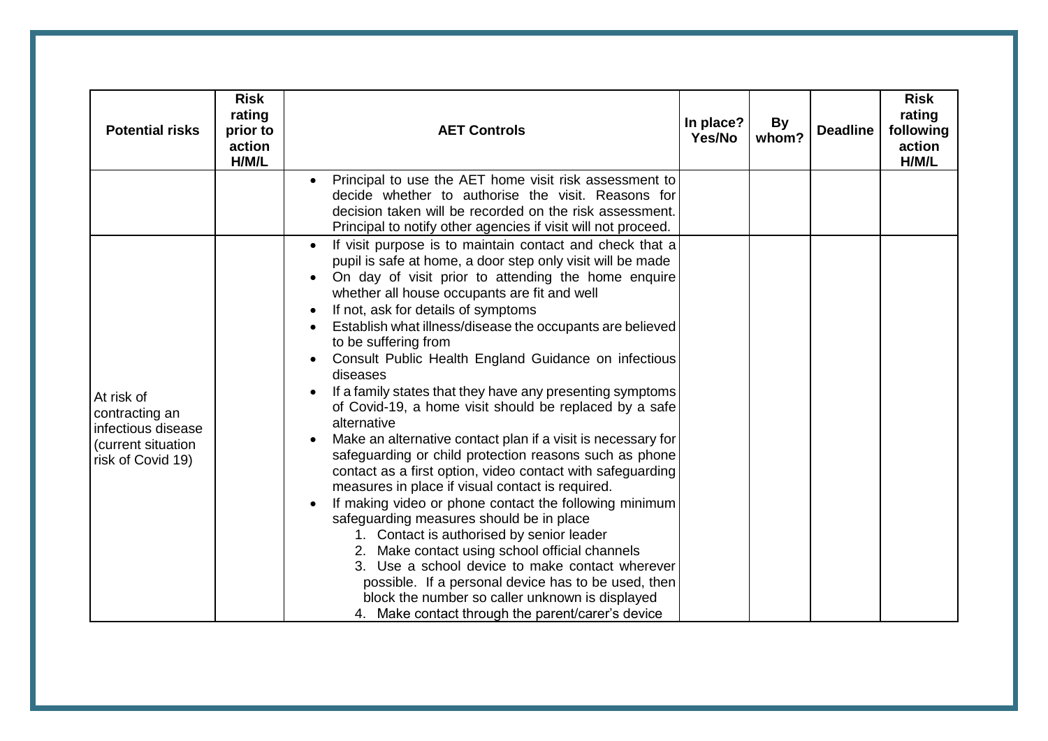| Potential risks | Risk rating prior to action H/M/L | AET Controls | In place? Yes/No | By whom? | Deadline | Risk rating following action H/M/L |
|---|---|---|---|---|---|---|
| | | • Principal to use the AET home visit risk assessment to decide whether to authorise the visit. Reasons for decision taken will be recorded on the risk assessment. Principal to notify other agencies if visit will not proceed. | | | | |
| At risk of contracting an infectious disease (current situation risk of Covid 19) | | • If visit purpose is to maintain contact and check that a pupil is safe at home, a door step only visit will be made<br>• On day of visit prior to attending the home enquire whether all house occupants are fit and well<br>• If not, ask for details of symptoms<br>• Establish what illness/disease the occupants are believed to be suffering from<br>• Consult Public Health England Guidance on infectious diseases<br>• If a family states that they have any presenting symptoms of Covid-19, a home visit should be replaced by a safe alternative<br>• Make an alternative contact plan if a visit is necessary for safeguarding or child protection reasons such as phone contact as a first option, video contact with safeguarding measures in place if visual contact is required.<br>• If making video or phone contact the following minimum safeguarding measures should be in place<br>1. Contact is authorised by senior leader<br>2. Make contact using school official channels<br>3. Use a school device to make contact wherever possible. If a personal device has to be used, then block the number so caller unknown is displayed<br>4. Make contact through the parent/carer's device | | | | |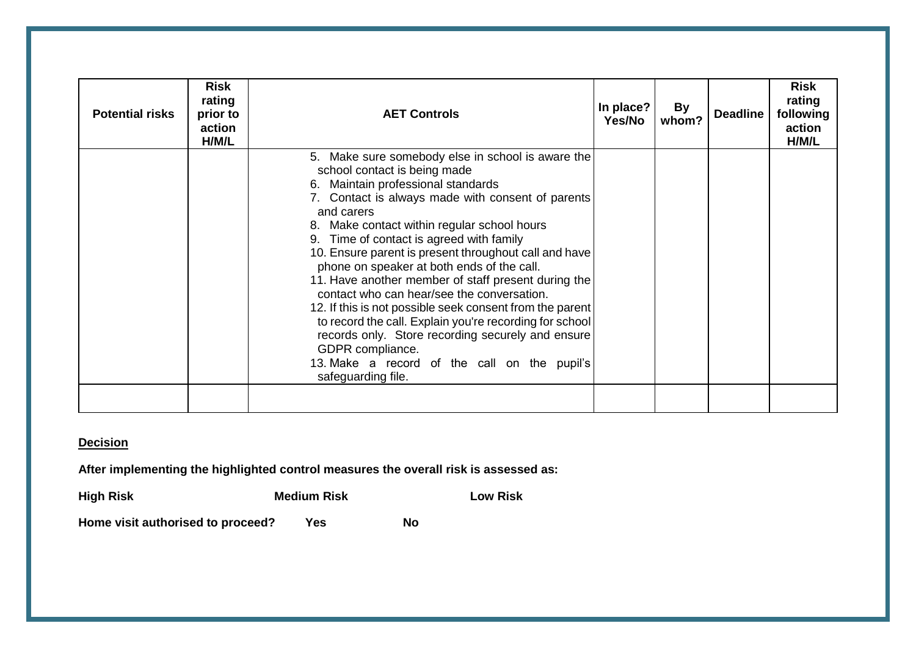| Potential risks | Risk rating prior to action H/M/L | AET Controls | In place? Yes/No | By whom? | Deadline | Risk rating following action H/M/L |
|---|---|---|---|---|---|---|
| | | 5. Make sure somebody else in school is aware the school contact is being made<br>6. Maintain professional standards<br>7. Contact is always made with consent of parents and carers<br>8. Make contact within regular school hours<br>9. Time of contact is agreed with family<br>10. Ensure parent is present throughout call and have phone on speaker at both ends of the call.<br>11. Have another member of staff present during the contact who can hear/see the conversation.<br>12. If this is not possible seek consent from the parent to record the call. Explain you're recording for school records only. Store recording securely and ensure GDPR compliance.<br>13. Make a record of the call on the pupil's safeguarding file. | | | | |
| | | | | | | |

**Decision**

**After implementing the highlighted control measures the overall risk is assessed as:**

**High Risk** **Medium Risk** **Low Risk**

**Home visit authorised to proceed?** **Yes** **No**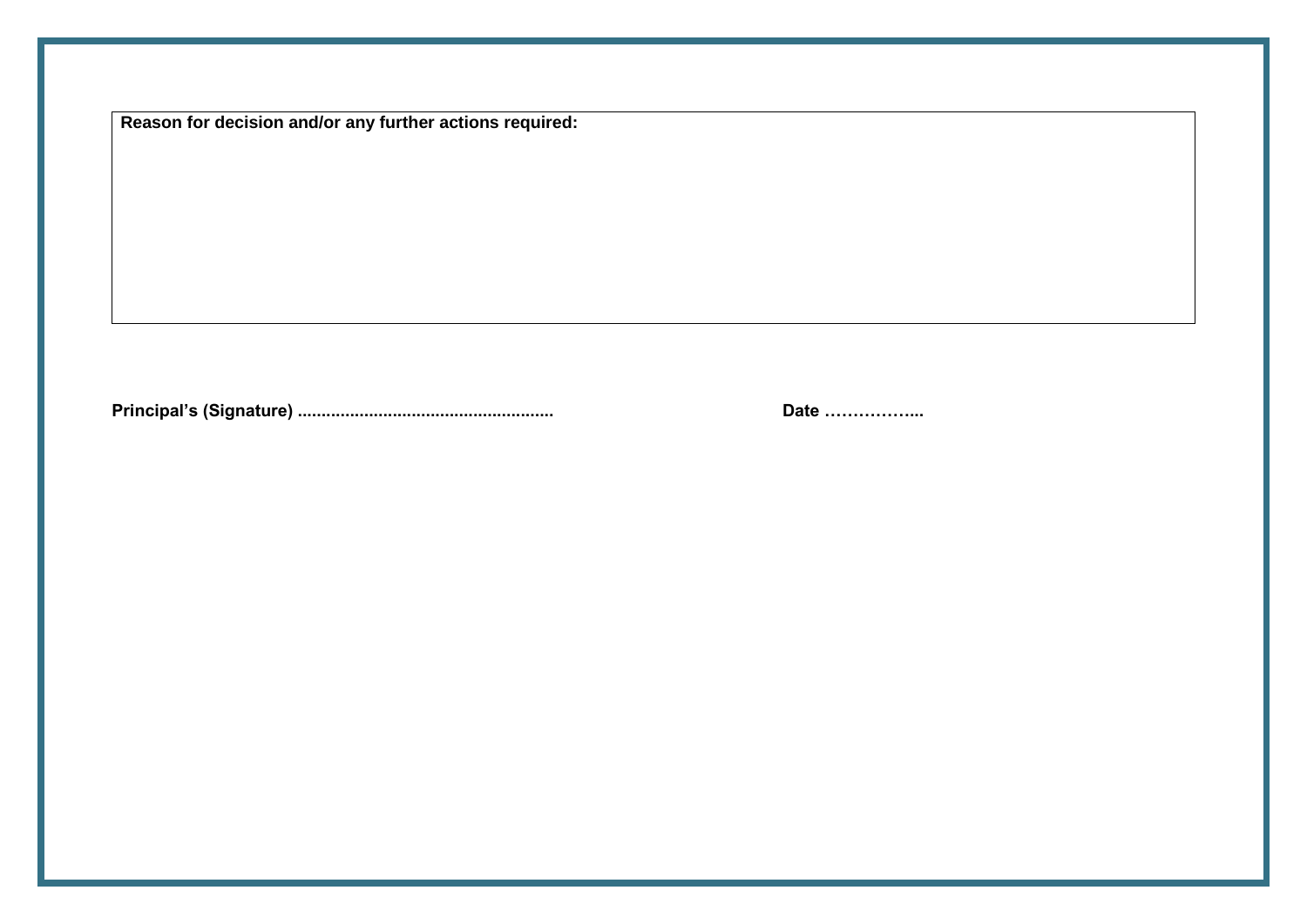**Reason for decision and/or any further actions required:**

**Principal's (Signature) ....................................................** **Date ……………...**